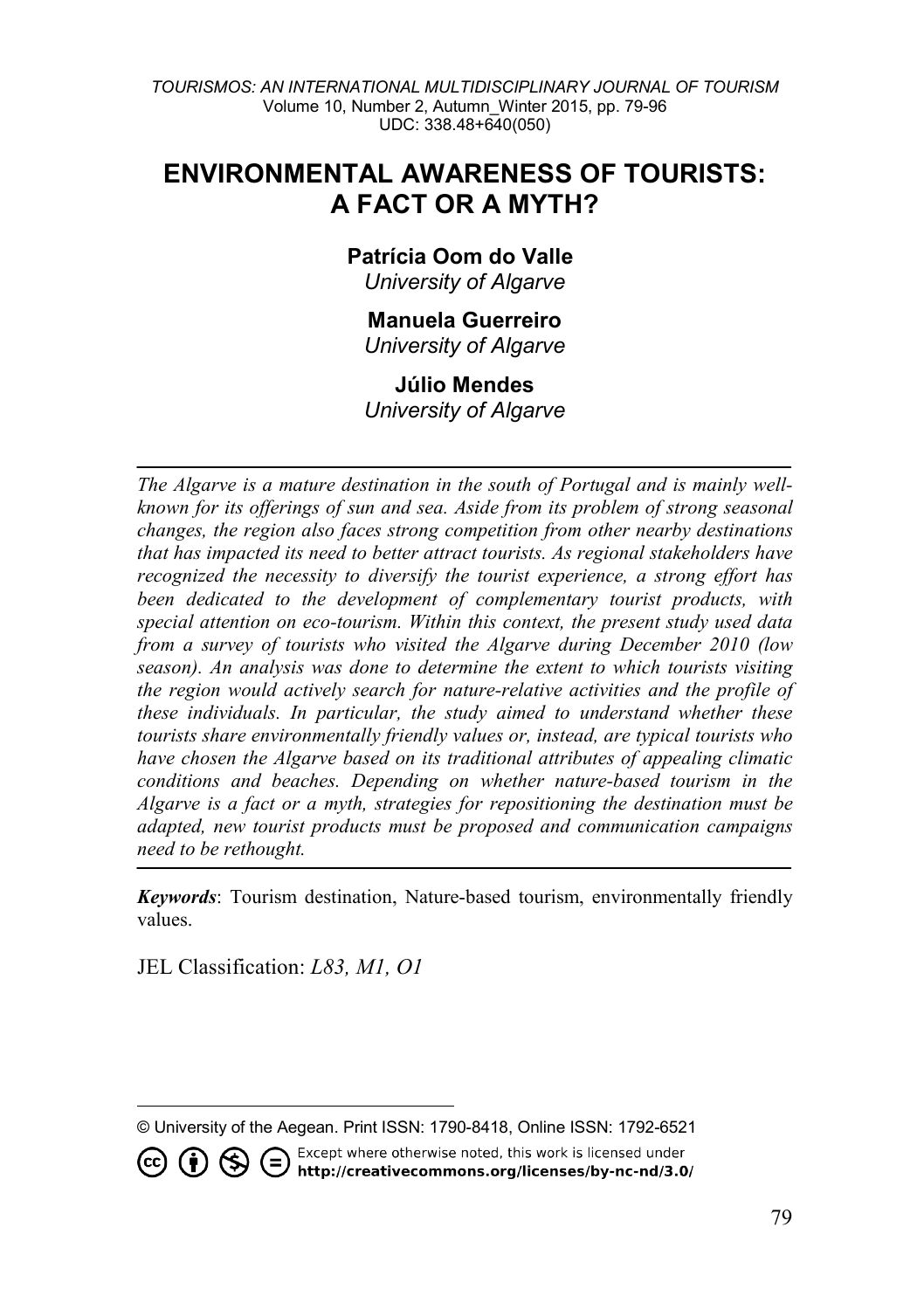# ENVIRONMENTAL AWARENESS OF TOURISTS: A FACT OR A MYTH?

**Patrícia Oom do Valle**
*University of Algarve*

**Manuela Guerreiro**
*University of Algarve*

**Júlio Mendes**
*University of Algarve*

---

*The Algarve is a mature destination in the south of Portugal and is mainly well-known for its offerings of sun and sea. Aside from its problem of strong seasonal changes, the region also faces strong competition from other nearby destinations that has impacted its need to better attract tourists. As regional stakeholders have recognized the necessity to diversify the tourist experience, a strong effort has been dedicated to the development of complementary tourist products, with special attention on eco-tourism. Within this context, the present study used data from a survey of tourists who visited the Algarve during December 2010 (low season). An analysis was done to determine the extent to which tourists visiting the region would actively search for nature-relative activities and the profile of these individuals. In particular, the study aimed to understand whether these tourists share environmentally friendly values or, instead, are typical tourists who have chosen the Algarve based on its traditional attributes of appealing climatic conditions and beaches. Depending on whether nature-based tourism in the Algarve is a fact or a myth, strategies for repositioning the destination must be adapted, new tourist products must be proposed and communication campaigns need to be rethought.*

---

***Keywords***: Tourism destination, Nature-based tourism, environmentally friendly values.

JEL Classification: *L83, M1, O1*

---

© University of the Aegean. Print ISSN: 1790-8418, Online ISSN: 1792-6521

Except where otherwise noted, this work is licensed under **http://creativecommons.org/licenses/by-nc-nd/3.0/**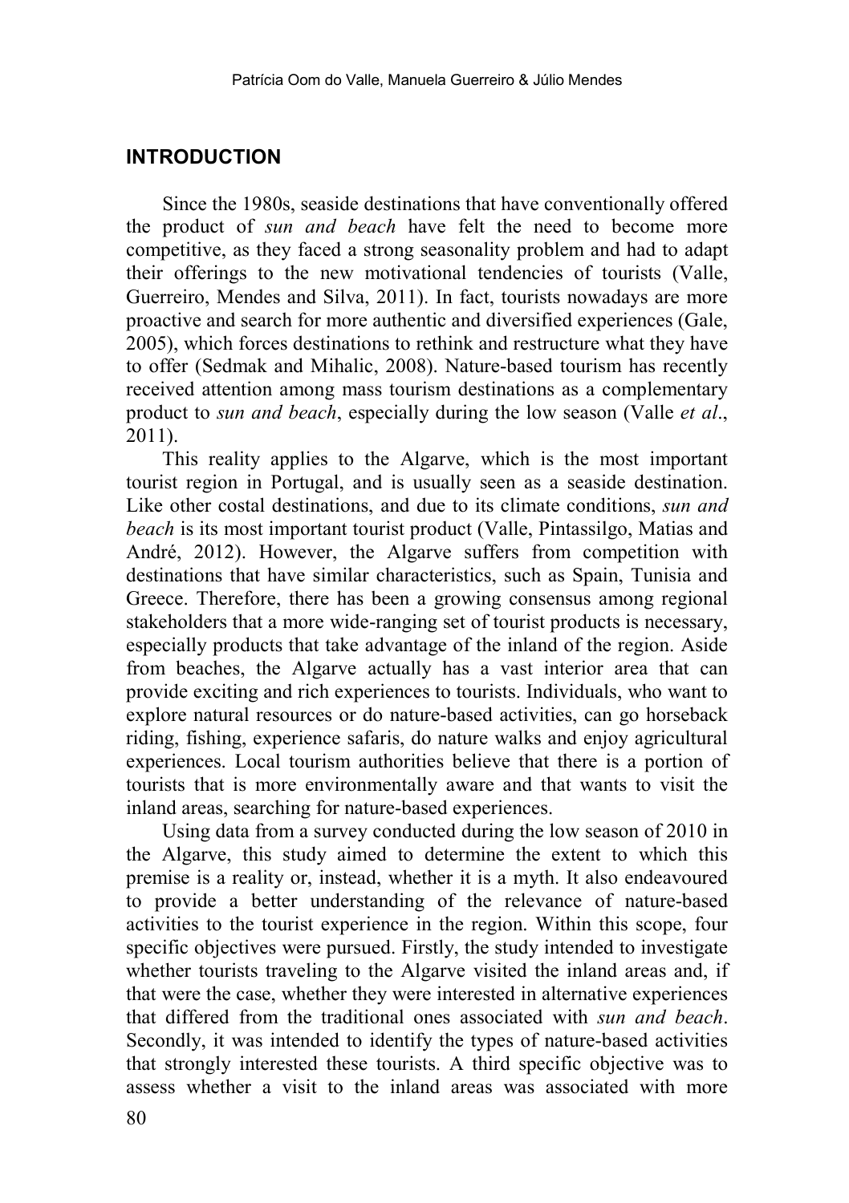## INTRODUCTION

Since the 1980s, seaside destinations that have conventionally offered the product of *sun and beach* have felt the need to become more competitive, as they faced a strong seasonality problem and had to adapt their offerings to the new motivational tendencies of tourists (Valle, Guerreiro, Mendes and Silva, 2011). In fact, tourists nowadays are more proactive and search for more authentic and diversified experiences (Gale, 2005), which forces destinations to rethink and restructure what they have to offer (Sedmak and Mihalic, 2008). Nature-based tourism has recently received attention among mass tourism destinations as a complementary product to *sun and beach*, especially during the low season (Valle *et al*., 2011).

This reality applies to the Algarve, which is the most important tourist region in Portugal, and is usually seen as a seaside destination. Like other costal destinations, and due to its climate conditions, *sun and beach* is its most important tourist product (Valle, Pintassilgo, Matias and André, 2012). However, the Algarve suffers from competition with destinations that have similar characteristics, such as Spain, Tunisia and Greece. Therefore, there has been a growing consensus among regional stakeholders that a more wide-ranging set of tourist products is necessary, especially products that take advantage of the inland of the region. Aside from beaches, the Algarve actually has a vast interior area that can provide exciting and rich experiences to tourists. Individuals, who want to explore natural resources or do nature-based activities, can go horseback riding, fishing, experience safaris, do nature walks and enjoy agricultural experiences. Local tourism authorities believe that there is a portion of tourists that is more environmentally aware and that wants to visit the inland areas, searching for nature-based experiences.

Using data from a survey conducted during the low season of 2010 in the Algarve, this study aimed to determine the extent to which this premise is a reality or, instead, whether it is a myth. It also endeavoured to provide a better understanding of the relevance of nature-based activities to the tourist experience in the region. Within this scope, four specific objectives were pursued. Firstly, the study intended to investigate whether tourists traveling to the Algarve visited the inland areas and, if that were the case, whether they were interested in alternative experiences that differed from the traditional ones associated with *sun and beach*. Secondly, it was intended to identify the types of nature-based activities that strongly interested these tourists. A third specific objective was to assess whether a visit to the inland areas was associated with more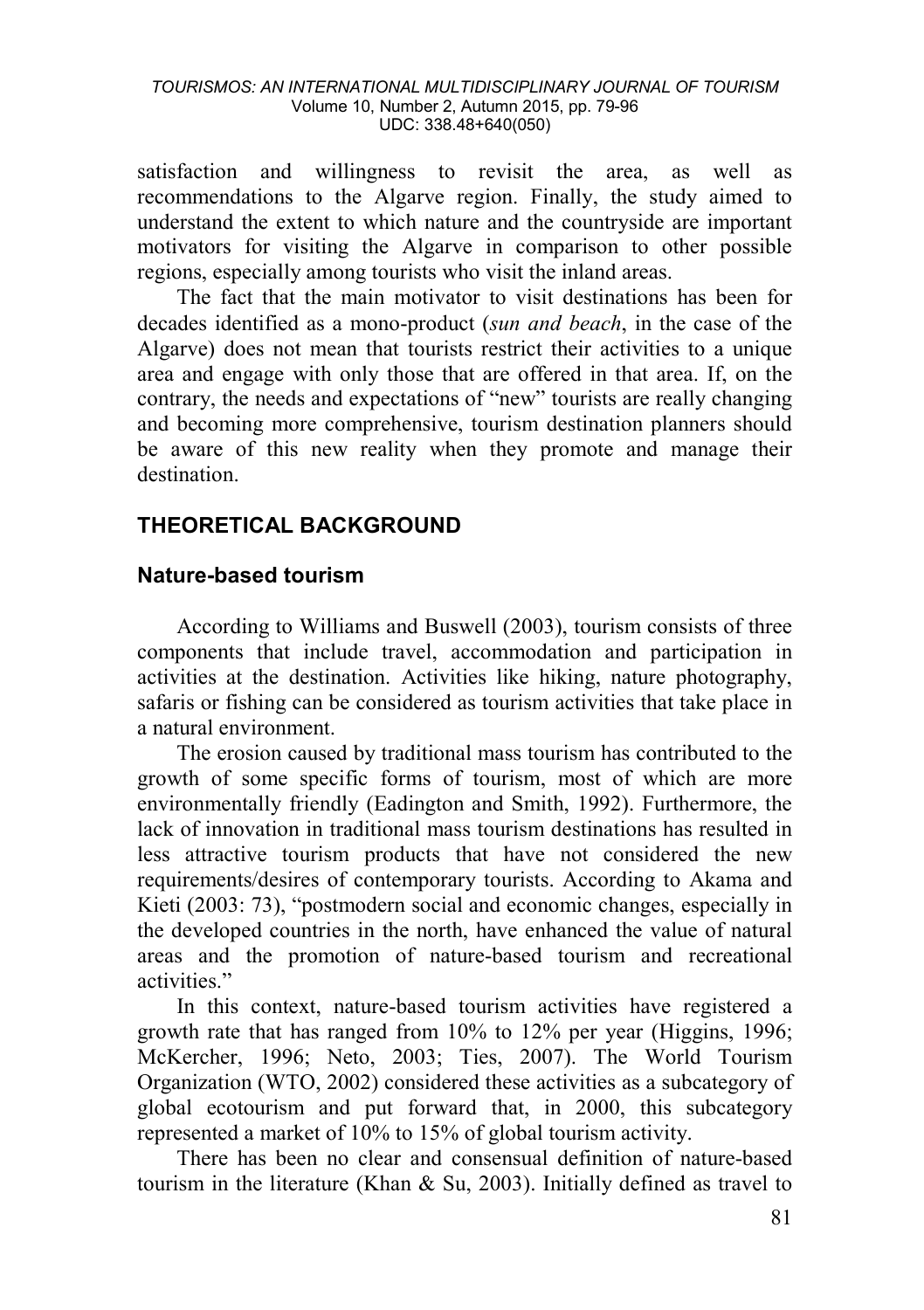satisfaction and willingness to revisit the area, as well as recommendations to the Algarve region. Finally, the study aimed to understand the extent to which nature and the countryside are important motivators for visiting the Algarve in comparison to other possible regions, especially among tourists who visit the inland areas.

The fact that the main motivator to visit destinations has been for decades identified as a mono-product (*sun and beach*, in the case of the Algarve) does not mean that tourists restrict their activities to a unique area and engage with only those that are offered in that area. If, on the contrary, the needs and expectations of "new" tourists are really changing and becoming more comprehensive, tourism destination planners should be aware of this new reality when they promote and manage their destination.

## THEORETICAL BACKGROUND

### Nature-based tourism

According to Williams and Buswell (2003), tourism consists of three components that include travel, accommodation and participation in activities at the destination. Activities like hiking, nature photography, safaris or fishing can be considered as tourism activities that take place in a natural environment.

The erosion caused by traditional mass tourism has contributed to the growth of some specific forms of tourism, most of which are more environmentally friendly (Eadington and Smith, 1992). Furthermore, the lack of innovation in traditional mass tourism destinations has resulted in less attractive tourism products that have not considered the new requirements/desires of contemporary tourists. According to Akama and Kieti (2003: 73), "postmodern social and economic changes, especially in the developed countries in the north, have enhanced the value of natural areas and the promotion of nature-based tourism and recreational activities."

In this context, nature-based tourism activities have registered a growth rate that has ranged from 10% to 12% per year (Higgins, 1996; McKercher, 1996; Neto, 2003; Ties, 2007). The World Tourism Organization (WTO, 2002) considered these activities as a subcategory of global ecotourism and put forward that, in 2000, this subcategory represented a market of 10% to 15% of global tourism activity.

There has been no clear and consensual definition of nature-based tourism in the literature (Khan & Su, 2003). Initially defined as travel to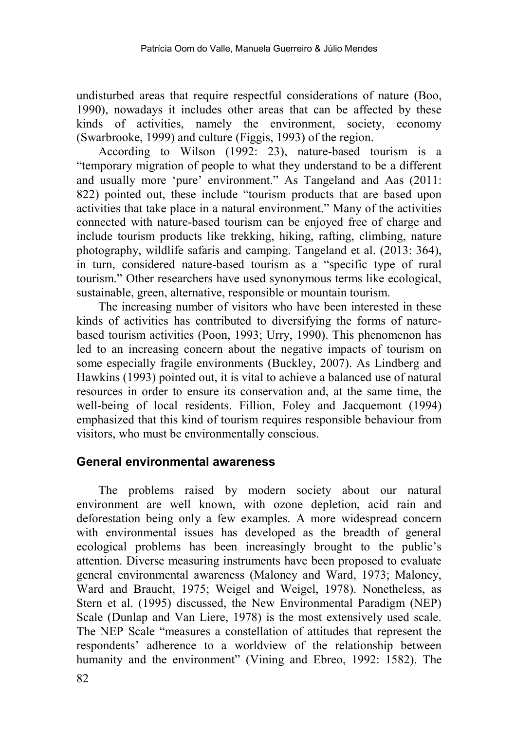undisturbed areas that require respectful considerations of nature (Boo, 1990), nowadays it includes other areas that can be affected by these kinds of activities, namely the environment, society, economy (Swarbrooke, 1999) and culture (Figgis, 1993) of the region.

According to Wilson (1992: 23), nature-based tourism is a "temporary migration of people to what they understand to be a different and usually more 'pure' environment." As Tangeland and Aas (2011: 822) pointed out, these include "tourism products that are based upon activities that take place in a natural environment." Many of the activities connected with nature-based tourism can be enjoyed free of charge and include tourism products like trekking, hiking, rafting, climbing, nature photography, wildlife safaris and camping. Tangeland et al. (2013: 364), in turn, considered nature-based tourism as a "specific type of rural tourism." Other researchers have used synonymous terms like ecological, sustainable, green, alternative, responsible or mountain tourism.

The increasing number of visitors who have been interested in these kinds of activities has contributed to diversifying the forms of nature-based tourism activities (Poon, 1993; Urry, 1990). This phenomenon has led to an increasing concern about the negative impacts of tourism on some especially fragile environments (Buckley, 2007). As Lindberg and Hawkins (1993) pointed out, it is vital to achieve a balanced use of natural resources in order to ensure its conservation and, at the same time, the well-being of local residents. Fillion, Foley and Jacquemont (1994) emphasized that this kind of tourism requires responsible behaviour from visitors, who must be environmentally conscious.

## General environmental awareness

The problems raised by modern society about our natural environment are well known, with ozone depletion, acid rain and deforestation being only a few examples. A more widespread concern with environmental issues has developed as the breadth of general ecological problems has been increasingly brought to the public's attention. Diverse measuring instruments have been proposed to evaluate general environmental awareness (Maloney and Ward, 1973; Maloney, Ward and Braucht, 1975; Weigel and Weigel, 1978). Nonetheless, as Stern et al. (1995) discussed, the New Environmental Paradigm (NEP) Scale (Dunlap and Van Liere, 1978) is the most extensively used scale. The NEP Scale "measures a constellation of attitudes that represent the respondents' adherence to a worldview of the relationship between humanity and the environment" (Vining and Ebreo, 1992: 1582). The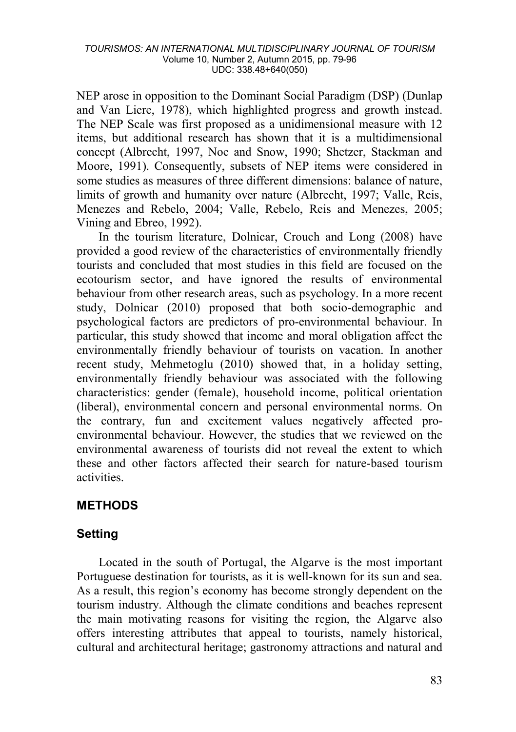NEP arose in opposition to the Dominant Social Paradigm (DSP) (Dunlap and Van Liere, 1978), which highlighted progress and growth instead. The NEP Scale was first proposed as a unidimensional measure with 12 items, but additional research has shown that it is a multidimensional concept (Albrecht, 1997, Noe and Snow, 1990; Shetzer, Stackman and Moore, 1991). Consequently, subsets of NEP items were considered in some studies as measures of three different dimensions: balance of nature, limits of growth and humanity over nature (Albrecht, 1997; Valle, Reis, Menezes and Rebelo, 2004; Valle, Rebelo, Reis and Menezes, 2005; Vining and Ebreo, 1992).

In the tourism literature, Dolnicar, Crouch and Long (2008) have provided a good review of the characteristics of environmentally friendly tourists and concluded that most studies in this field are focused on the ecotourism sector, and have ignored the results of environmental behaviour from other research areas, such as psychology. In a more recent study, Dolnicar (2010) proposed that both socio-demographic and psychological factors are predictors of pro-environmental behaviour. In particular, this study showed that income and moral obligation affect the environmentally friendly behaviour of tourists on vacation. In another recent study, Mehmetoglu (2010) showed that, in a holiday setting, environmentally friendly behaviour was associated with the following characteristics: gender (female), household income, political orientation (liberal), environmental concern and personal environmental norms. On the contrary, fun and excitement values negatively affected pro-environmental behaviour. However, the studies that we reviewed on the environmental awareness of tourists did not reveal the extent to which these and other factors affected their search for nature-based tourism activities.

## METHODS

### Setting

Located in the south of Portugal, the Algarve is the most important Portuguese destination for tourists, as it is well-known for its sun and sea. As a result, this region's economy has become strongly dependent on the tourism industry. Although the climate conditions and beaches represent the main motivating reasons for visiting the region, the Algarve also offers interesting attributes that appeal to tourists, namely historical, cultural and architectural heritage; gastronomy attractions and natural and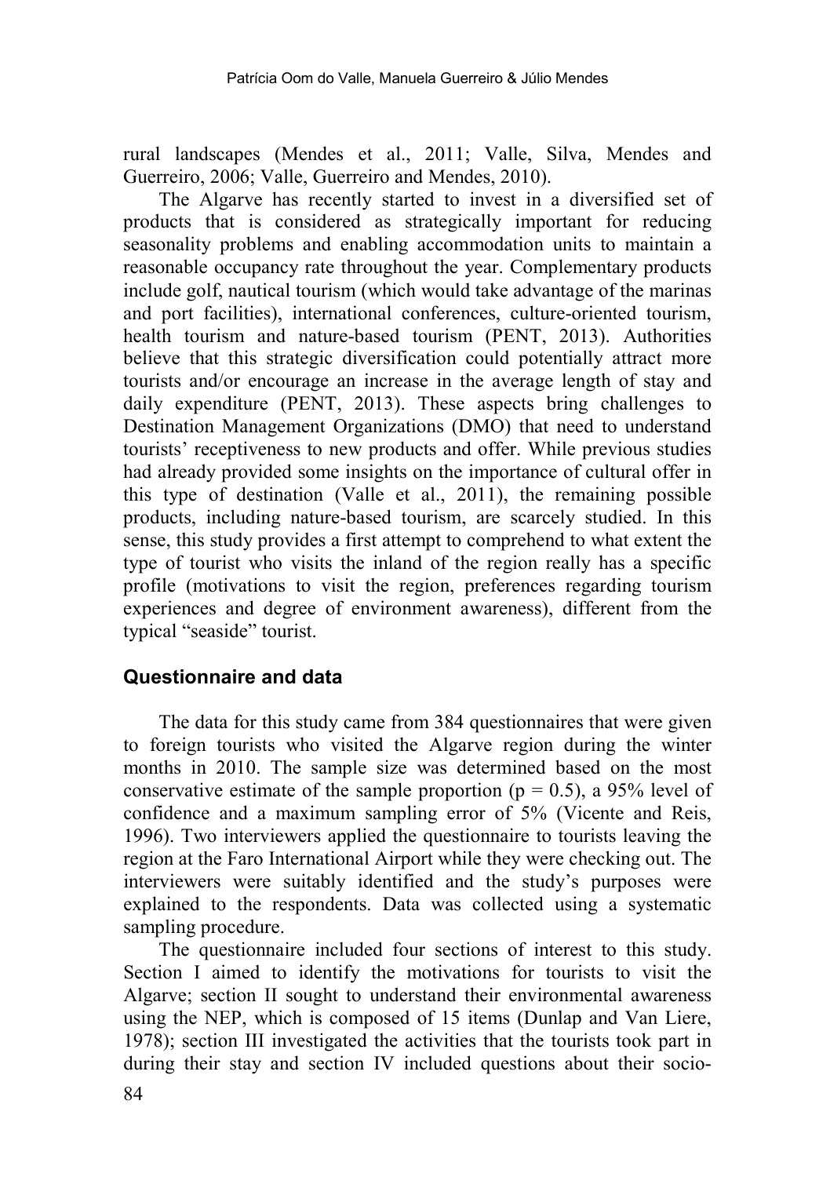rural landscapes (Mendes et al., 2011; Valle, Silva, Mendes and Guerreiro, 2006; Valle, Guerreiro and Mendes, 2010).

The Algarve has recently started to invest in a diversified set of products that is considered as strategically important for reducing seasonality problems and enabling accommodation units to maintain a reasonable occupancy rate throughout the year. Complementary products include golf, nautical tourism (which would take advantage of the marinas and port facilities), international conferences, culture-oriented tourism, health tourism and nature-based tourism (PENT, 2013). Authorities believe that this strategic diversification could potentially attract more tourists and/or encourage an increase in the average length of stay and daily expenditure (PENT, 2013). These aspects bring challenges to Destination Management Organizations (DMO) that need to understand tourists' receptiveness to new products and offer. While previous studies had already provided some insights on the importance of cultural offer in this type of destination (Valle et al., 2011), the remaining possible products, including nature-based tourism, are scarcely studied. In this sense, this study provides a first attempt to comprehend to what extent the type of tourist who visits the inland of the region really has a specific profile (motivations to visit the region, preferences regarding tourism experiences and degree of environment awareness), different from the typical "seaside" tourist.

## Questionnaire and data

The data for this study came from 384 questionnaires that were given to foreign tourists who visited the Algarve region during the winter months in 2010. The sample size was determined based on the most conservative estimate of the sample proportion ($p = 0.5$), a 95% level of confidence and a maximum sampling error of 5% (Vicente and Reis, 1996). Two interviewers applied the questionnaire to tourists leaving the region at the Faro International Airport while they were checking out. The interviewers were suitably identified and the study's purposes were explained to the respondents. Data was collected using a systematic sampling procedure.

The questionnaire included four sections of interest to this study. Section I aimed to identify the motivations for tourists to visit the Algarve; section II sought to understand their environmental awareness using the NEP, which is composed of 15 items (Dunlap and Van Liere, 1978); section III investigated the activities that the tourists took part in during their stay and section IV included questions about their socio-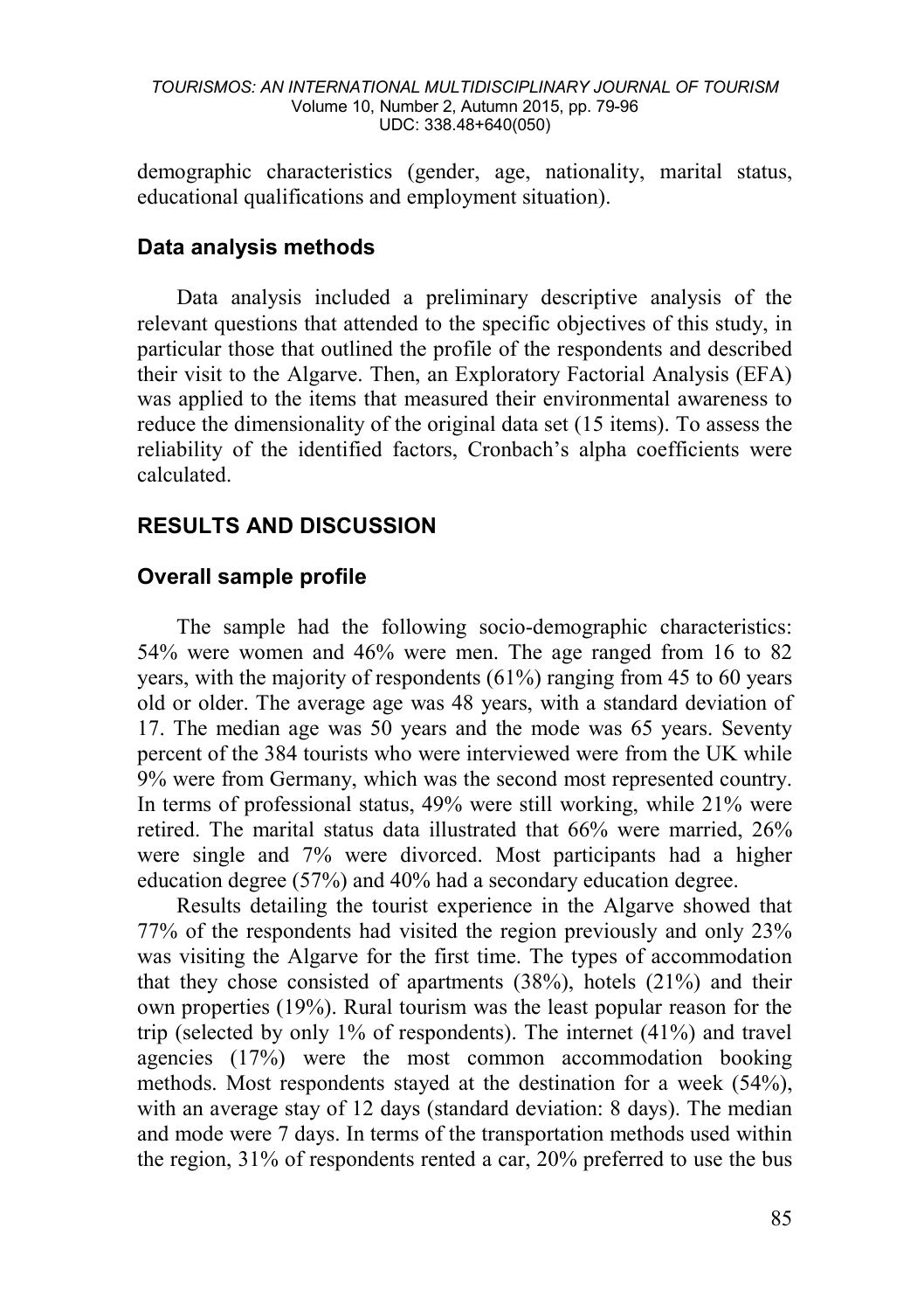demographic characteristics (gender, age, nationality, marital status, educational qualifications and employment situation).

## Data analysis methods

Data analysis included a preliminary descriptive analysis of the relevant questions that attended to the specific objectives of this study, in particular those that outlined the profile of the respondents and described their visit to the Algarve. Then, an Exploratory Factorial Analysis (EFA) was applied to the items that measured their environmental awareness to reduce the dimensionality of the original data set (15 items). To assess the reliability of the identified factors, Cronbach's alpha coefficients were calculated.

# RESULTS AND DISCUSSION

## Overall sample profile

The sample had the following socio-demographic characteristics: 54% were women and 46% were men. The age ranged from 16 to 82 years, with the majority of respondents (61%) ranging from 45 to 60 years old or older. The average age was 48 years, with a standard deviation of 17. The median age was 50 years and the mode was 65 years. Seventy percent of the 384 tourists who were interviewed were from the UK while 9% were from Germany, which was the second most represented country. In terms of professional status, 49% were still working, while 21% were retired. The marital status data illustrated that 66% were married, 26% were single and 7% were divorced. Most participants had a higher education degree (57%) and 40% had a secondary education degree.

Results detailing the tourist experience in the Algarve showed that 77% of the respondents had visited the region previously and only 23% was visiting the Algarve for the first time. The types of accommodation that they chose consisted of apartments (38%), hotels (21%) and their own properties (19%). Rural tourism was the least popular reason for the trip (selected by only 1% of respondents). The internet (41%) and travel agencies (17%) were the most common accommodation booking methods. Most respondents stayed at the destination for a week (54%), with an average stay of 12 days (standard deviation: 8 days). The median and mode were 7 days. In terms of the transportation methods used within the region, 31% of respondents rented a car, 20% preferred to use the bus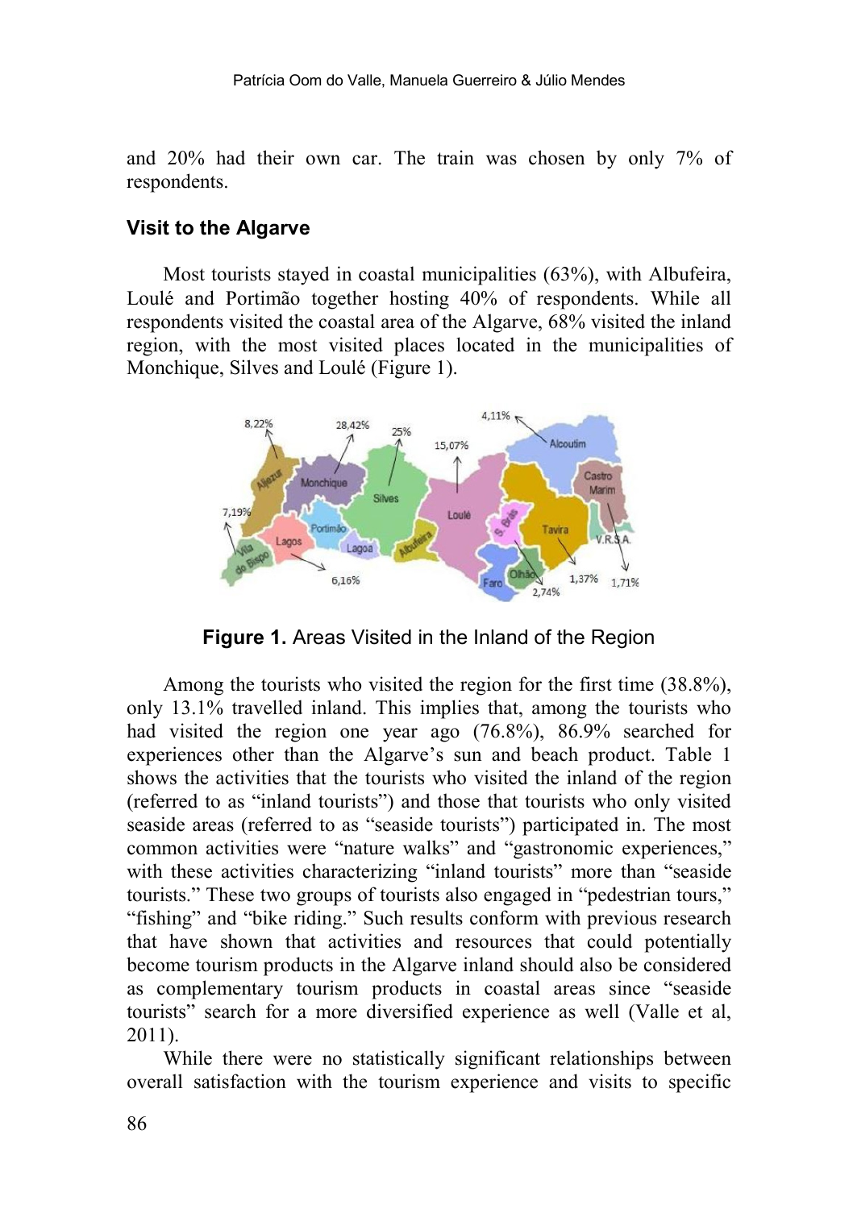and 20% had their own car. The train was chosen by only 7% of respondents.

### Visit to the Algarve

Most tourists stayed in coastal municipalities (63%), with Albufeira, Loulé and Portimão together hosting 40% of respondents. While all respondents visited the coastal area of the Algarve, 68% visited the inland region, with the most visited places located in the municipalities of Monchique, Silves and Loulé (Figure 1).

**Figure 1.** Areas Visited in the Inland of the Region

Among the tourists who visited the region for the first time (38.8%), only 13.1% travelled inland. This implies that, among the tourists who had visited the region one year ago (76.8%), 86.9% searched for experiences other than the Algarve's sun and beach product. Table 1 shows the activities that the tourists who visited the inland of the region (referred to as "inland tourists") and those that tourists who only visited seaside areas (referred to as "seaside tourists") participated in. The most common activities were "nature walks" and "gastronomic experiences," with these activities characterizing "inland tourists" more than "seaside tourists." These two groups of tourists also engaged in "pedestrian tours," "fishing" and "bike riding." Such results conform with previous research that have shown that activities and resources that could potentially become tourism products in the Algarve inland should also be considered as complementary tourism products in coastal areas since "seaside tourists" search for a more diversified experience as well (Valle et al, 2011).

While there were no statistically significant relationships between overall satisfaction with the tourism experience and visits to specific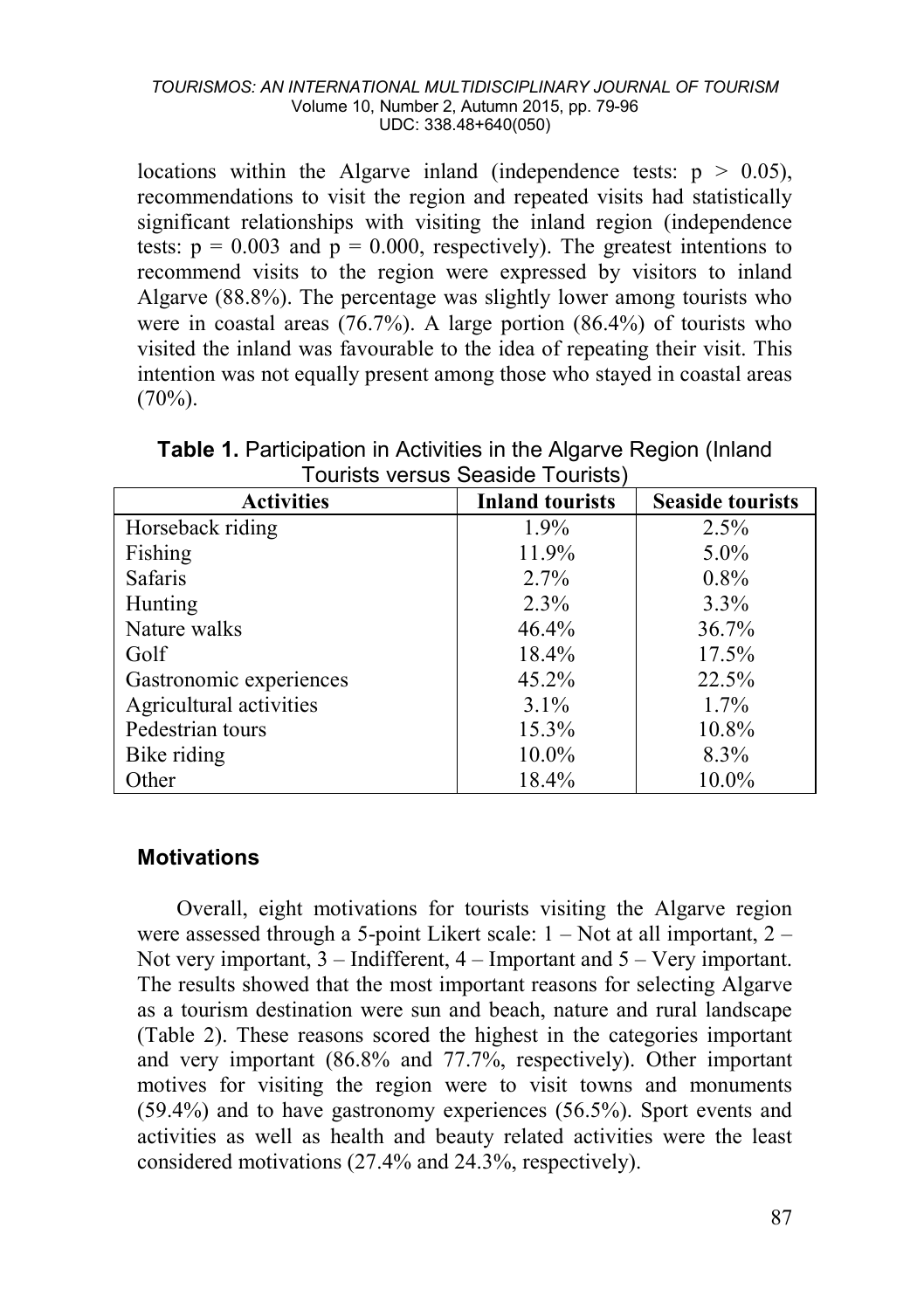locations within the Algarve inland (independence tests: $p > 0.05$), recommendations to visit the region and repeated visits had statistically significant relationships with visiting the inland region (independence tests: $p = 0.003$ and $p = 0.000$, respectively). The greatest intentions to recommend visits to the region were expressed by visitors to inland Algarve (88.8%). The percentage was slightly lower among tourists who were in coastal areas (76.7%). A large portion (86.4%) of tourists who visited the inland was favourable to the idea of repeating their visit. This intention was not equally present among those who stayed in coastal areas (70%).

**Table 1.** Participation in Activities in the Algarve Region (Inland Tourists versus Seaside Tourists)

| Activities | Inland tourists | Seaside tourists |
|---|---|---|
| Horseback riding | 1.9% | 2.5% |
| Fishing | 11.9% | 5.0% |
| Safaris | 2.7% | 0.8% |
| Hunting | 2.3% | 3.3% |
| Nature walks | 46.4% | 36.7% |
| Golf | 18.4% | 17.5% |
| Gastronomic experiences | 45.2% | 22.5% |
| Agricultural activities | 3.1% | 1.7% |
| Pedestrian tours | 15.3% | 10.8% |
| Bike riding | 10.0% | 8.3% |
| Other | 18.4% | 10.0% |

## Motivations

Overall, eight motivations for tourists visiting the Algarve region were assessed through a 5-point Likert scale: 1 – Not at all important, 2 – Not very important, 3 – Indifferent, 4 – Important and 5 – Very important. The results showed that the most important reasons for selecting Algarve as a tourism destination were sun and beach, nature and rural landscape (Table 2). These reasons scored the highest in the categories important and very important (86.8% and 77.7%, respectively). Other important motives for visiting the region were to visit towns and monuments (59.4%) and to have gastronomy experiences (56.5%). Sport events and activities as well as health and beauty related activities were the least considered motivations (27.4% and 24.3%, respectively).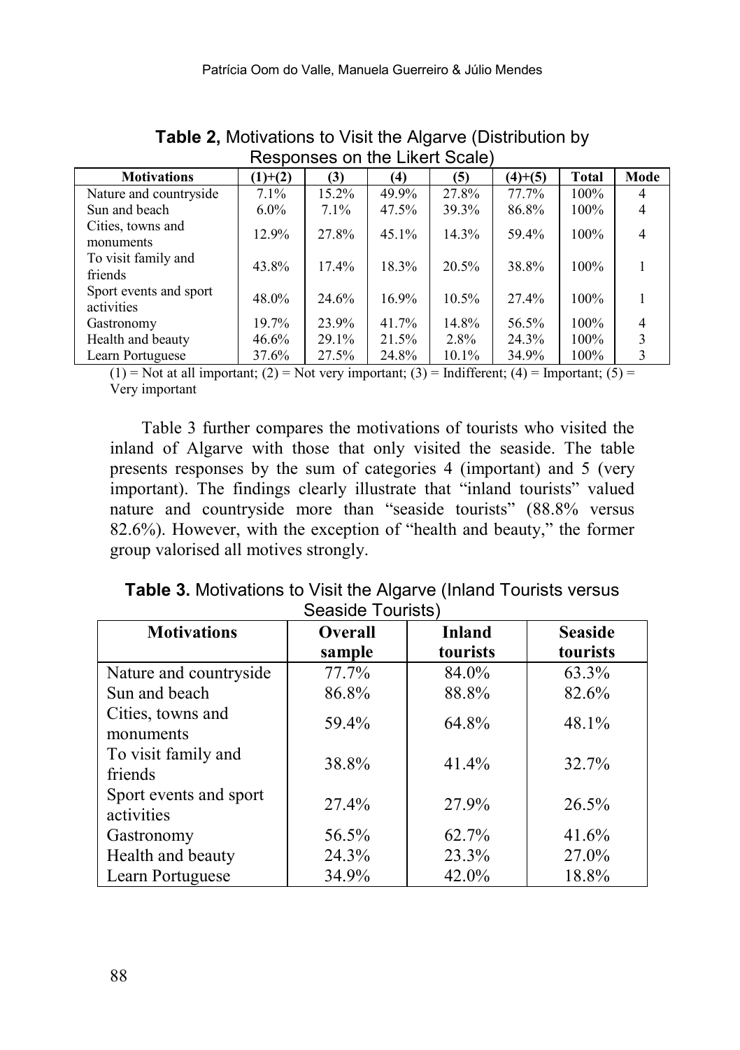**Table 2,** Motivations to Visit the Algarve (Distribution by Responses on the Likert Scale)

| Motivations | (1)+(2) | (3) | (4) | (5) | (4)+(5) | Total | Mode |
|---|---|---|---|---|---|---|---|
| Nature and countryside | 7.1% | 15.2% | 49.9% | 27.8% | 77.7% | 100% | 4 |
| Sun and beach | 6.0% | 7.1% | 47.5% | 39.3% | 86.8% | 100% | 4 |
| Cities, towns and monuments | 12.9% | 27.8% | 45.1% | 14.3% | 59.4% | 100% | 4 |
| To visit family and friends | 43.8% | 17.4% | 18.3% | 20.5% | 38.8% | 100% | 1 |
| Sport events and sport activities | 48.0% | 24.6% | 16.9% | 10.5% | 27.4% | 100% | 1 |
| Gastronomy | 19.7% | 23.9% | 41.7% | 14.8% | 56.5% | 100% | 4 |
| Health and beauty | 46.6% | 29.1% | 21.5% | 2.8% | 24.3% | 100% | 3 |
| Learn Portuguese | 37.6% | 27.5% | 24.8% | 10.1% | 34.9% | 100% | 3 |

(1) = Not at all important; (2) = Not very important; (3) = Indifferent; (4) = Important; (5) = Very important

Table 3 further compares the motivations of tourists who visited the inland of Algarve with those that only visited the seaside. The table presents responses by the sum of categories 4 (important) and 5 (very important). The findings clearly illustrate that "inland tourists" valued nature and countryside more than "seaside tourists" (88.8% versus 82.6%). However, with the exception of "health and beauty," the former group valorised all motives strongly.

**Table 3.** Motivations to Visit the Algarve (Inland Tourists versus Seaside Tourists)

| Motivations | Overall sample | Inland tourists | Seaside tourists |
|---|---|---|---|
| Nature and countryside | 77.7% | 84.0% | 63.3% |
| Sun and beach | 86.8% | 88.8% | 82.6% |
| Cities, towns and monuments | 59.4% | 64.8% | 48.1% |
| To visit family and friends | 38.8% | 41.4% | 32.7% |
| Sport events and sport activities | 27.4% | 27.9% | 26.5% |
| Gastronomy | 56.5% | 62.7% | 41.6% |
| Health and beauty | 24.3% | 23.3% | 27.0% |
| Learn Portuguese | 34.9% | 42.0% | 18.8% |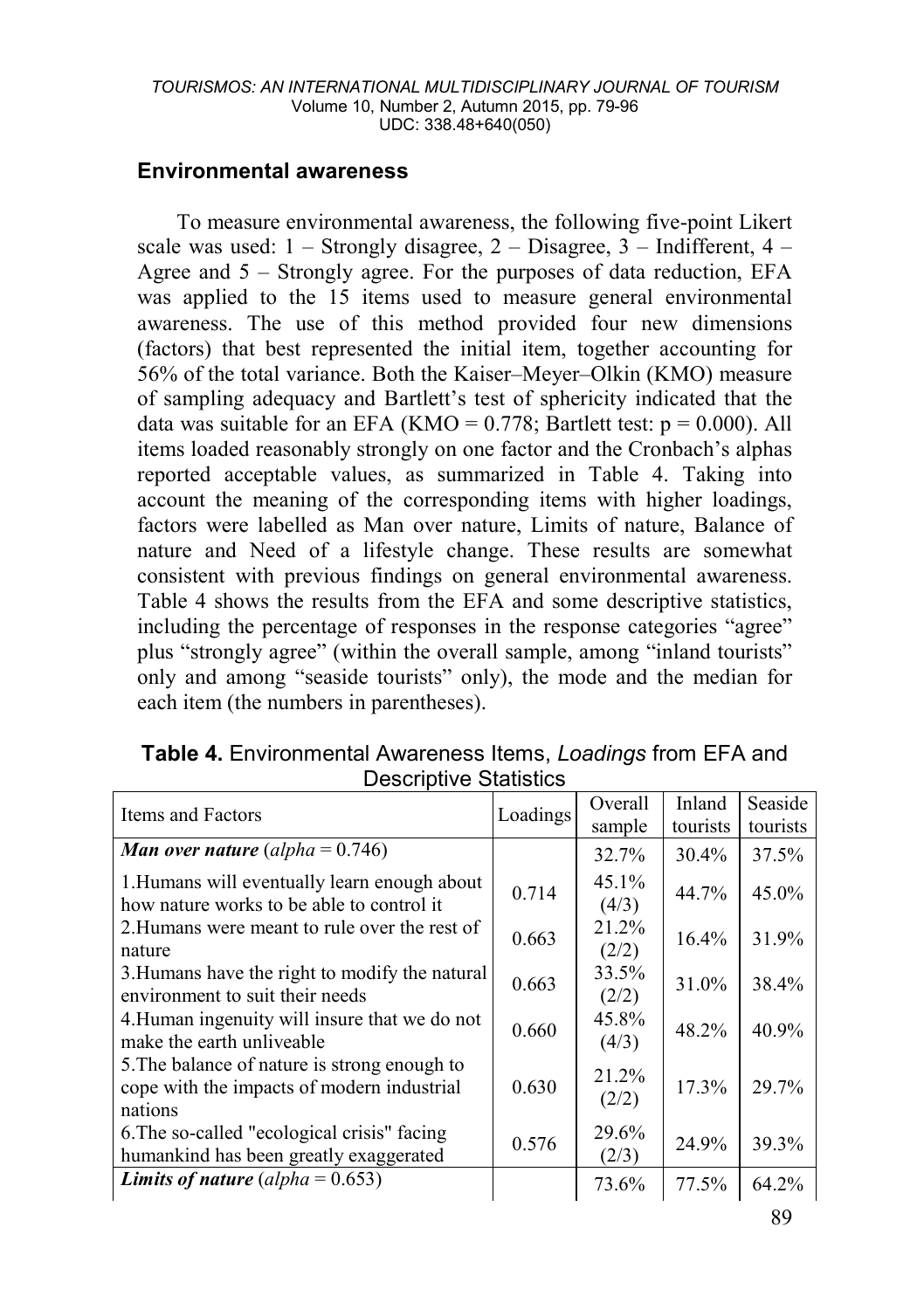## Environmental awareness

To measure environmental awareness, the following five-point Likert scale was used: 1 – Strongly disagree, 2 – Disagree, 3 – Indifferent, 4 – Agree and 5 – Strongly agree. For the purposes of data reduction, EFA was applied to the 15 items used to measure general environmental awareness. The use of this method provided four new dimensions (factors) that best represented the initial item, together accounting for 56% of the total variance. Both the Kaiser–Meyer–Olkin (KMO) measure of sampling adequacy and Bartlett's test of sphericity indicated that the data was suitable for an EFA (KMO = 0.778; Bartlett test: $p = 0.000$). All items loaded reasonably strongly on one factor and the Cronbach's alphas reported acceptable values, as summarized in Table 4. Taking into account the meaning of the corresponding items with higher loadings, factors were labelled as Man over nature, Limits of nature, Balance of nature and Need of a lifestyle change. These results are somewhat consistent with previous findings on general environmental awareness. Table 4 shows the results from the EFA and some descriptive statistics, including the percentage of responses in the response categories "agree" plus "strongly agree" (within the overall sample, among "inland tourists" only and among "seaside tourists" only), the mode and the median for each item (the numbers in parentheses).

**Table 4.** Environmental Awareness Items, *Loadings* from EFA and Descriptive Statistics

| Items and Factors | Loadings | Overall sample | Inland tourists | Seaside tourists |
|---|---|---|---|---|
| ***Man over nature*** (*alpha* = 0.746) | | 32.7% | 30.4% | 37.5% |
| 1.Humans will eventually learn enough about how nature works to be able to control it | 0.714 | 45.1% (4/3) | 44.7% | 45.0% |
| 2.Humans were meant to rule over the rest of nature | 0.663 | 21.2% (2/2) | 16.4% | 31.9% |
| 3.Humans have the right to modify the natural environment to suit their needs | 0.663 | 33.5% (2/2) | 31.0% | 38.4% |
| 4.Human ingenuity will insure that we do not make the earth unliveable | 0.660 | 45.8% (4/3) | 48.2% | 40.9% |
| 5.The balance of nature is strong enough to cope with the impacts of modern industrial nations | 0.630 | 21.2% (2/2) | 17.3% | 29.7% |
| 6.The so-called "ecological crisis" facing humankind has been greatly exaggerated | 0.576 | 29.6% (2/3) | 24.9% | 39.3% |
| ***Limits of nature*** (*alpha* = 0.653) | | 73.6% | 77.5% | 64.2% |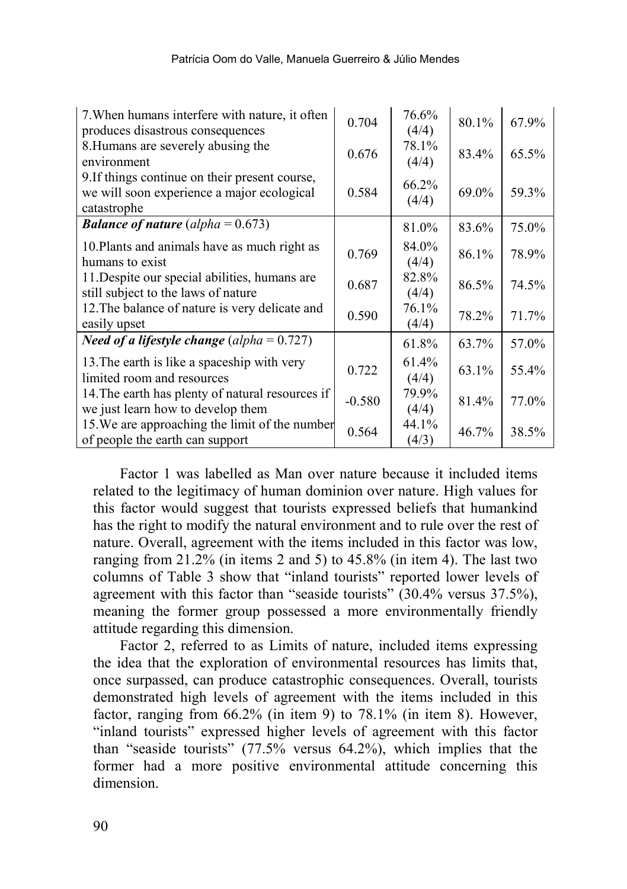| | | | | |
|---|---|---|---|---|
| 7.When humans interfere with nature, it often produces disastrous consequences | 0.704 | 76.6% (4/4) | 80.1% | 67.9% |
| 8.Humans are severely abusing the environment | 0.676 | 78.1% (4/4) | 83.4% | 65.5% |
| 9.If things continue on their present course, we will soon experience a major ecological catastrophe | 0.584 | 66.2% (4/4) | 69.0% | 59.3% |
| ***Balance of nature*** (*alpha* = 0.673) | | 81.0% | 83.6% | 75.0% |
| 10.Plants and animals have as much right as humans to exist | 0.769 | 84.0% (4/4) | 86.1% | 78.9% |
| 11.Despite our special abilities, humans are still subject to the laws of nature | 0.687 | 82.8% (4/4) | 86.5% | 74.5% |
| 12.The balance of nature is very delicate and easily upset | 0.590 | 76.1% (4/4) | 78.2% | 71.7% |
| ***Need of a lifestyle change*** (*alpha* = 0.727) | | 61.8% | 63.7% | 57.0% |
| 13.The earth is like a spaceship with very limited room and resources | 0.722 | 61.4% (4/4) | 63.1% | 55.4% |
| 14.The earth has plenty of natural resources if we just learn how to develop them | -0.580 | 79.9% (4/4) | 81.4% | 77.0% |
| 15.We are approaching the limit of the number of people the earth can support | 0.564 | 44.1% (4/3) | 46.7% | 38.5% |

Factor 1 was labelled as Man over nature because it included items related to the legitimacy of human dominion over nature. High values for this factor would suggest that tourists expressed beliefs that humankind has the right to modify the natural environment and to rule over the rest of nature. Overall, agreement with the items included in this factor was low, ranging from 21.2% (in items 2 and 5) to 45.8% (in item 4). The last two columns of Table 3 show that "inland tourists" reported lower levels of agreement with this factor than "seaside tourists" (30.4% versus 37.5%), meaning the former group possessed a more environmentally friendly attitude regarding this dimension.

Factor 2, referred to as Limits of nature, included items expressing the idea that the exploration of environmental resources has limits that, once surpassed, can produce catastrophic consequences. Overall, tourists demonstrated high levels of agreement with the items included in this factor, ranging from 66.2% (in item 9) to 78.1% (in item 8). However, "inland tourists" expressed higher levels of agreement with this factor than "seaside tourists" (77.5% versus 64.2%), which implies that the former had a more positive environmental attitude concerning this dimension.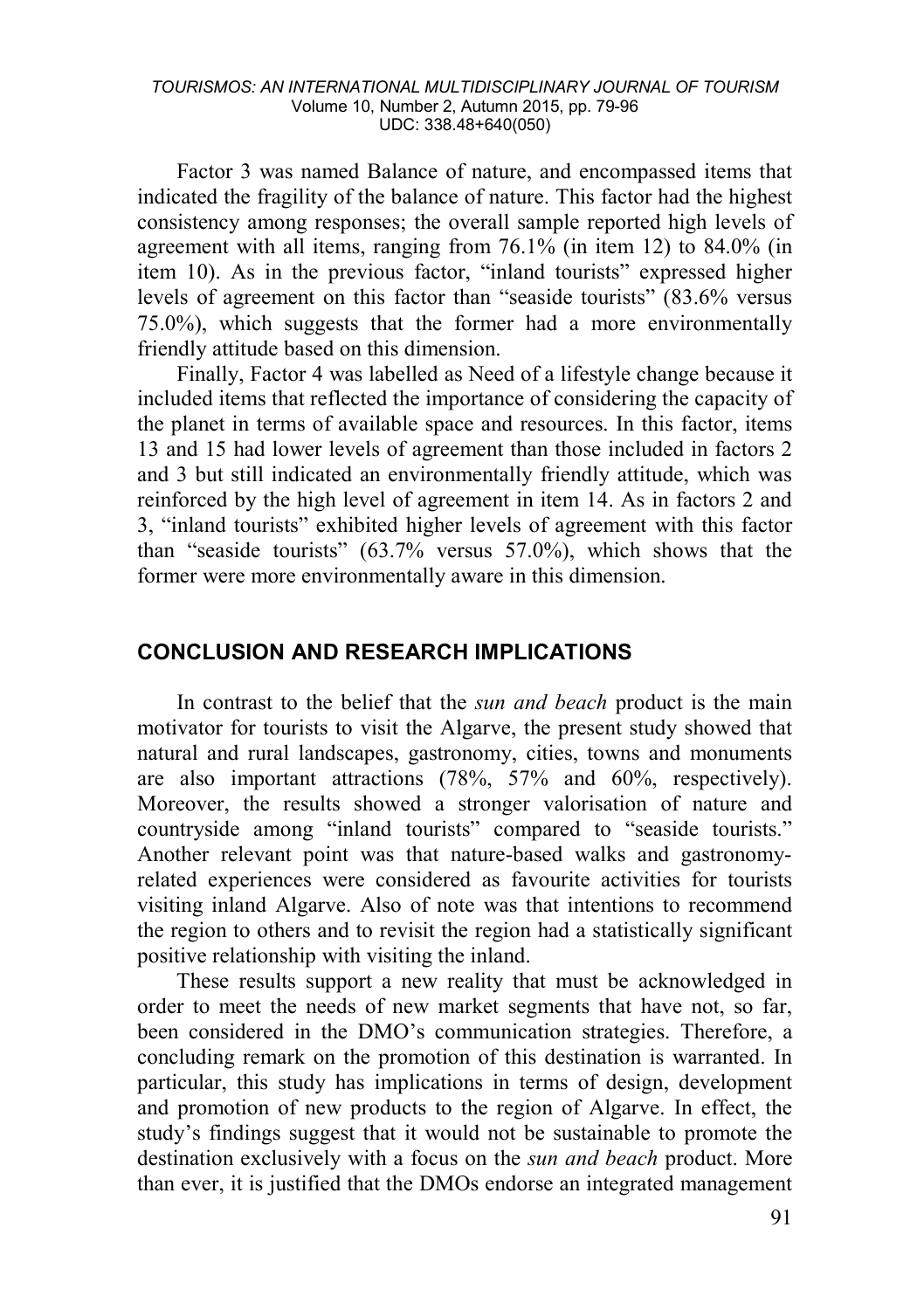Factor 3 was named Balance of nature, and encompassed items that indicated the fragility of the balance of nature. This factor had the highest consistency among responses; the overall sample reported high levels of agreement with all items, ranging from 76.1% (in item 12) to 84.0% (in item 10). As in the previous factor, "inland tourists" expressed higher levels of agreement on this factor than "seaside tourists" (83.6% versus 75.0%), which suggests that the former had a more environmentally friendly attitude based on this dimension.

Finally, Factor 4 was labelled as Need of a lifestyle change because it included items that reflected the importance of considering the capacity of the planet in terms of available space and resources. In this factor, items 13 and 15 had lower levels of agreement than those included in factors 2 and 3 but still indicated an environmentally friendly attitude, which was reinforced by the high level of agreement in item 14. As in factors 2 and 3, "inland tourists" exhibited higher levels of agreement with this factor than "seaside tourists" (63.7% versus 57.0%), which shows that the former were more environmentally aware in this dimension.

## CONCLUSION AND RESEARCH IMPLICATIONS

In contrast to the belief that the *sun and beach* product is the main motivator for tourists to visit the Algarve, the present study showed that natural and rural landscapes, gastronomy, cities, towns and monuments are also important attractions (78%, 57% and 60%, respectively). Moreover, the results showed a stronger valorisation of nature and countryside among "inland tourists" compared to "seaside tourists." Another relevant point was that nature-based walks and gastronomy-related experiences were considered as favourite activities for tourists visiting inland Algarve. Also of note was that intentions to recommend the region to others and to revisit the region had a statistically significant positive relationship with visiting the inland.

These results support a new reality that must be acknowledged in order to meet the needs of new market segments that have not, so far, been considered in the DMO's communication strategies. Therefore, a concluding remark on the promotion of this destination is warranted. In particular, this study has implications in terms of design, development and promotion of new products to the region of Algarve. In effect, the study's findings suggest that it would not be sustainable to promote the destination exclusively with a focus on the *sun and beach* product. More than ever, it is justified that the DMOs endorse an integrated management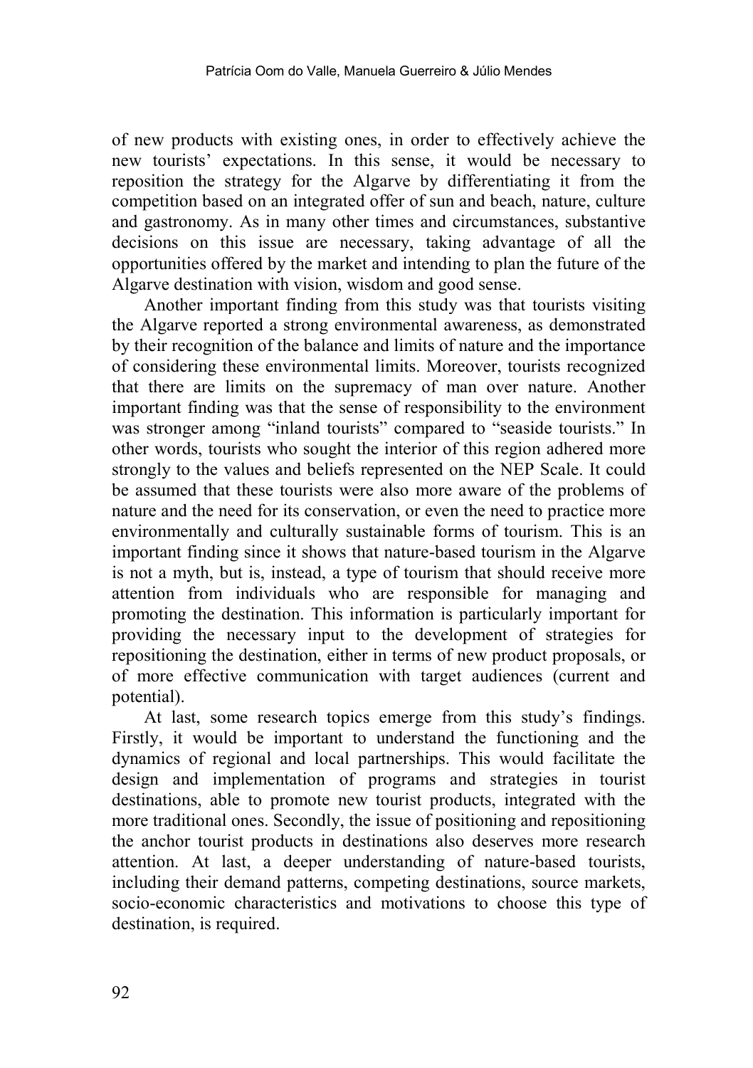of new products with existing ones, in order to effectively achieve the new tourists' expectations. In this sense, it would be necessary to reposition the strategy for the Algarve by differentiating it from the competition based on an integrated offer of sun and beach, nature, culture and gastronomy. As in many other times and circumstances, substantive decisions on this issue are necessary, taking advantage of all the opportunities offered by the market and intending to plan the future of the Algarve destination with vision, wisdom and good sense.

Another important finding from this study was that tourists visiting the Algarve reported a strong environmental awareness, as demonstrated by their recognition of the balance and limits of nature and the importance of considering these environmental limits. Moreover, tourists recognized that there are limits on the supremacy of man over nature. Another important finding was that the sense of responsibility to the environment was stronger among "inland tourists" compared to "seaside tourists." In other words, tourists who sought the interior of this region adhered more strongly to the values and beliefs represented on the NEP Scale. It could be assumed that these tourists were also more aware of the problems of nature and the need for its conservation, or even the need to practice more environmentally and culturally sustainable forms of tourism. This is an important finding since it shows that nature-based tourism in the Algarve is not a myth, but is, instead, a type of tourism that should receive more attention from individuals who are responsible for managing and promoting the destination. This information is particularly important for providing the necessary input to the development of strategies for repositioning the destination, either in terms of new product proposals, or of more effective communication with target audiences (current and potential).

At last, some research topics emerge from this study's findings. Firstly, it would be important to understand the functioning and the dynamics of regional and local partnerships. This would facilitate the design and implementation of programs and strategies in tourist destinations, able to promote new tourist products, integrated with the more traditional ones. Secondly, the issue of positioning and repositioning the anchor tourist products in destinations also deserves more research attention. At last, a deeper understanding of nature-based tourists, including their demand patterns, competing destinations, source markets, socio-economic characteristics and motivations to choose this type of destination, is required.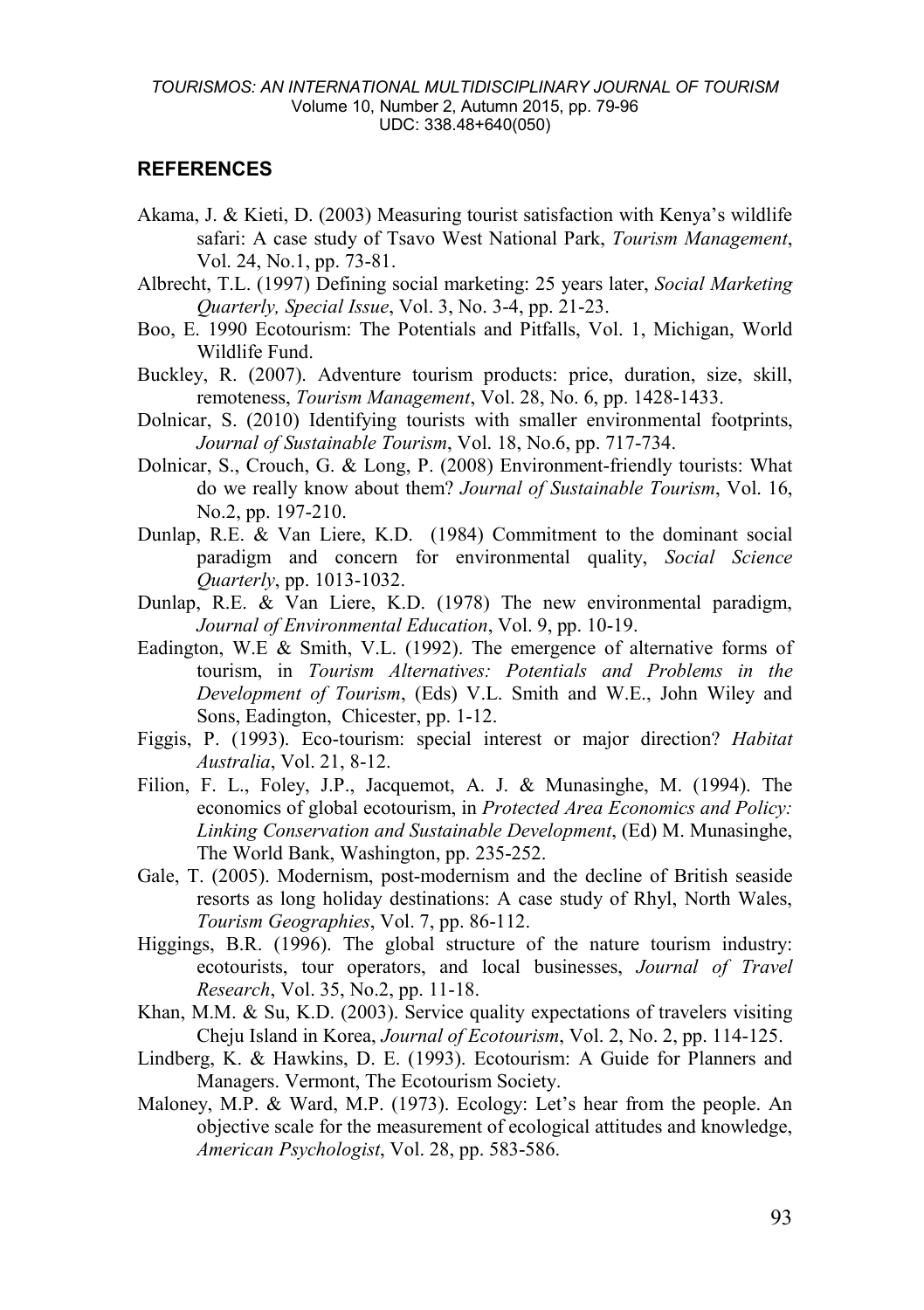## REFERENCES

Akama, J. & Kieti, D. (2003) Measuring tourist satisfaction with Kenya's wildlife safari: A case study of Tsavo West National Park, *Tourism Management*, Vol. 24, No.1, pp. 73-81.

Albrecht, T.L. (1997) Defining social marketing: 25 years later, *Social Marketing Quarterly, Special Issue*, Vol. 3, No. 3-4, pp. 21-23.

Boo, E. 1990 Ecotourism: The Potentials and Pitfalls, Vol. 1, Michigan, World Wildlife Fund.

Buckley, R. (2007). Adventure tourism products: price, duration, size, skill, remoteness, *Tourism Management*, Vol. 28, No. 6, pp. 1428-1433.

Dolnicar, S. (2010) Identifying tourists with smaller environmental footprints, *Journal of Sustainable Tourism*, Vol. 18, No.6, pp. 717-734.

Dolnicar, S., Crouch, G. & Long, P. (2008) Environment-friendly tourists: What do we really know about them? *Journal of Sustainable Tourism*, Vol. 16, No.2, pp. 197-210.

Dunlap, R.E. & Van Liere, K.D. (1984) Commitment to the dominant social paradigm and concern for environmental quality, *Social Science Quarterly*, pp. 1013-1032.

Dunlap, R.E. & Van Liere, K.D. (1978) The new environmental paradigm, *Journal of Environmental Education*, Vol. 9, pp. 10-19.

Eadington, W.E & Smith, V.L. (1992). The emergence of alternative forms of tourism, in *Tourism Alternatives: Potentials and Problems in the Development of Tourism*, (Eds) V.L. Smith and W.E., John Wiley and Sons, Eadington, Chicester, pp. 1-12.

Figgis, P. (1993). Eco-tourism: special interest or major direction? *Habitat Australia*, Vol. 21, 8-12.

Filion, F. L., Foley, J.P., Jacquemot, A. J. & Munasinghe, M. (1994). The economics of global ecotourism, in *Protected Area Economics and Policy: Linking Conservation and Sustainable Development*, (Ed) M. Munasinghe, The World Bank, Washington, pp. 235-252.

Gale, T. (2005). Modernism, post-modernism and the decline of British seaside resorts as long holiday destinations: A case study of Rhyl, North Wales, *Tourism Geographies*, Vol. 7, pp. 86-112.

Higgings, B.R. (1996). The global structure of the nature tourism industry: ecotourists, tour operators, and local businesses, *Journal of Travel Research*, Vol. 35, No.2, pp. 11-18.

Khan, M.M. & Su, K.D. (2003). Service quality expectations of travelers visiting Cheju Island in Korea, *Journal of Ecotourism*, Vol. 2, No. 2, pp. 114-125.

Lindberg, K. & Hawkins, D. E. (1993). Ecotourism: A Guide for Planners and Managers. Vermont, The Ecotourism Society.

Maloney, M.P. & Ward, M.P. (1973). Ecology: Let's hear from the people. An objective scale for the measurement of ecological attitudes and knowledge, *American Psychologist*, Vol. 28, pp. 583-586.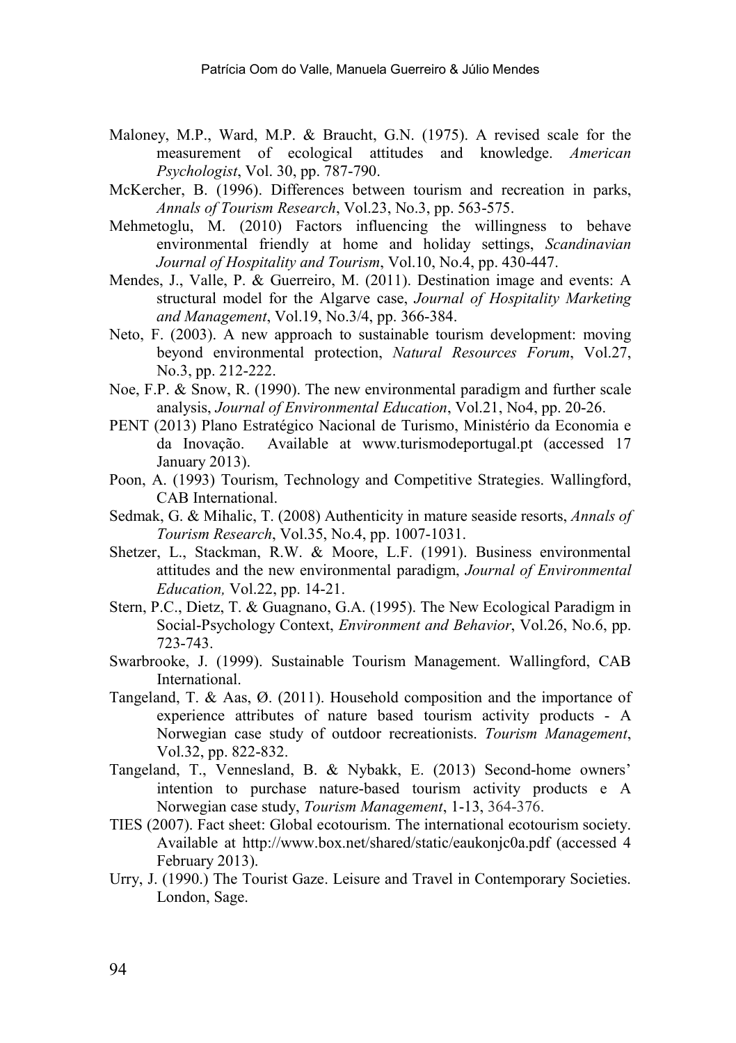Maloney, M.P., Ward, M.P. & Braucht, G.N. (1975). A revised scale for the measurement of ecological attitudes and knowledge. *American Psychologist*, Vol. 30, pp. 787-790.

McKercher, B. (1996). Differences between tourism and recreation in parks, *Annals of Tourism Research*, Vol.23, No.3, pp. 563-575.

Mehmetoglu, M. (2010) Factors influencing the willingness to behave environmental friendly at home and holiday settings, *Scandinavian Journal of Hospitality and Tourism*, Vol.10, No.4, pp. 430-447.

Mendes, J., Valle, P. & Guerreiro, M. (2011). Destination image and events: A structural model for the Algarve case, *Journal of Hospitality Marketing and Management*, Vol.19, No.3/4, pp. 366-384.

Neto, F. (2003). A new approach to sustainable tourism development: moving beyond environmental protection, *Natural Resources Forum*, Vol.27, No.3, pp. 212-222.

Noe, F.P. & Snow, R. (1990). The new environmental paradigm and further scale analysis, *Journal of Environmental Education*, Vol.21, No4, pp. 20-26.

PENT (2013) Plano Estratégico Nacional de Turismo, Ministério da Economia e da Inovação. Available at www.turismodeportugal.pt (accessed 17 January 2013).

Poon, A. (1993) Tourism, Technology and Competitive Strategies. Wallingford, CAB International.

Sedmak, G. & Mihalic, T. (2008) Authenticity in mature seaside resorts, *Annals of Tourism Research*, Vol.35, No.4, pp. 1007-1031.

Shetzer, L., Stackman, R.W. & Moore, L.F. (1991). Business environmental attitudes and the new environmental paradigm, *Journal of Environmental Education,* Vol.22, pp. 14-21.

Stern, P.C., Dietz, T. & Guagnano, G.A. (1995). The New Ecological Paradigm in Social-Psychology Context, *Environment and Behavior*, Vol.26, No.6, pp. 723-743.

Swarbrooke, J. (1999). Sustainable Tourism Management. Wallingford, CAB International.

Tangeland, T. & Aas, Ø. (2011). Household composition and the importance of experience attributes of nature based tourism activity products - A Norwegian case study of outdoor recreationists. *Tourism Management*, Vol.32, pp. 822-832.

Tangeland, T., Vennesland, B. & Nybakk, E. (2013) Second-home owners' intention to purchase nature-based tourism activity products e A Norwegian case study, *Tourism Management*, 1-13, 364-376.

TIES (2007). Fact sheet: Global ecotourism. The international ecotourism society. Available at http://www.box.net/shared/static/eaukonjc0a.pdf (accessed 4 February 2013).

Urry, J. (1990.) The Tourist Gaze. Leisure and Travel in Contemporary Societies. London, Sage.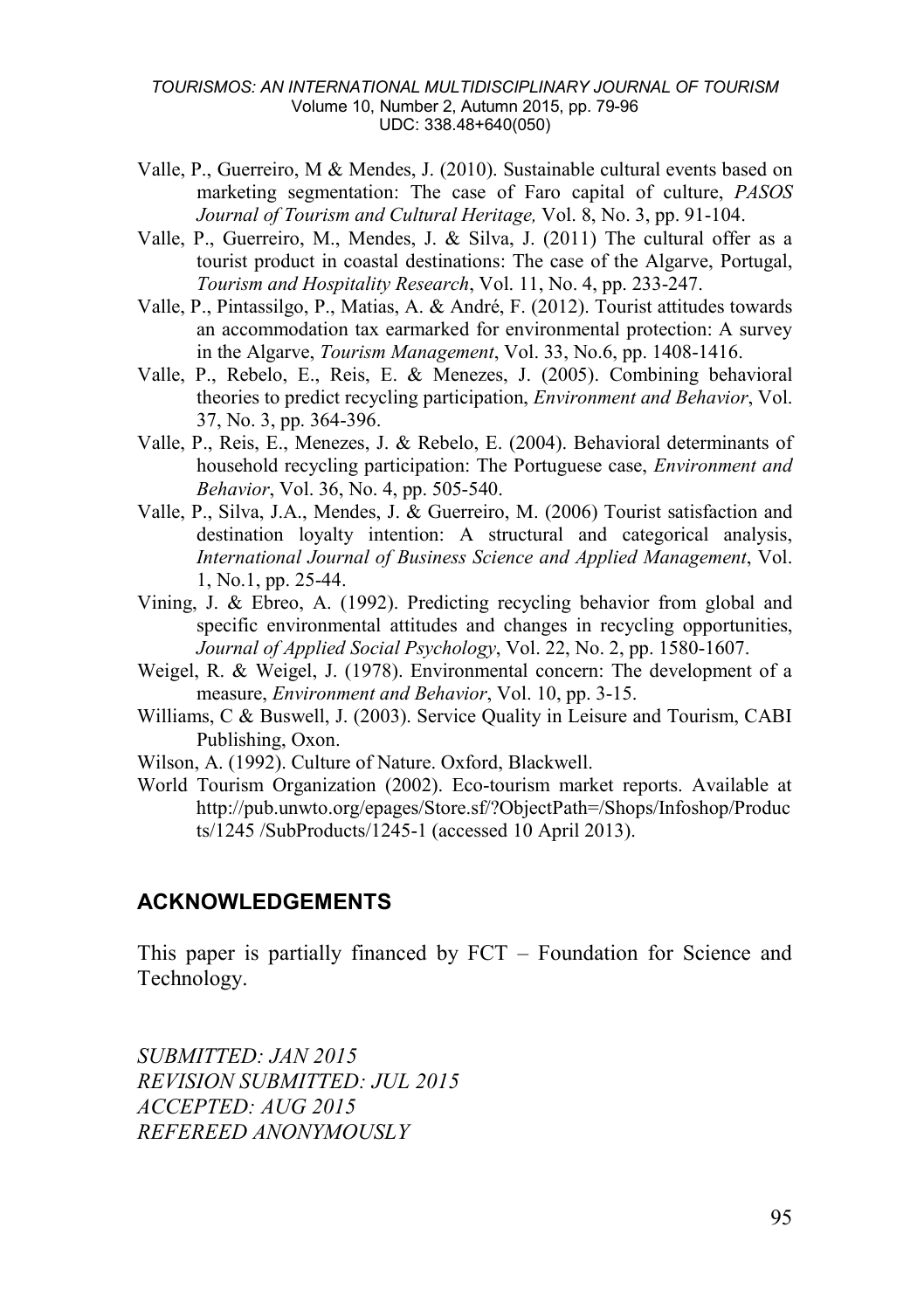Valle, P., Guerreiro, M & Mendes, J. (2010). Sustainable cultural events based on marketing segmentation: The case of Faro capital of culture, *PASOS Journal of Tourism and Cultural Heritage,* Vol. 8, No. 3, pp. 91-104.

Valle, P., Guerreiro, M., Mendes, J. & Silva, J. (2011) The cultural offer as a tourist product in coastal destinations: The case of the Algarve, Portugal, *Tourism and Hospitality Research*, Vol. 11, No. 4, pp. 233-247.

Valle, P., Pintassilgo, P., Matias, A. & André, F. (2012). Tourist attitudes towards an accommodation tax earmarked for environmental protection: A survey in the Algarve, *Tourism Management*, Vol. 33, No.6, pp. 1408-1416.

Valle, P., Rebelo, E., Reis, E. & Menezes, J. (2005). Combining behavioral theories to predict recycling participation, *Environment and Behavior*, Vol. 37, No. 3, pp. 364-396.

Valle, P., Reis, E., Menezes, J. & Rebelo, E. (2004). Behavioral determinants of household recycling participation: The Portuguese case, *Environment and Behavior*, Vol. 36, No. 4, pp. 505-540.

Valle, P., Silva, J.A., Mendes, J. & Guerreiro, M. (2006) Tourist satisfaction and destination loyalty intention: A structural and categorical analysis, *International Journal of Business Science and Applied Management*, Vol. 1, No.1, pp. 25-44.

Vining, J. & Ebreo, A. (1992). Predicting recycling behavior from global and specific environmental attitudes and changes in recycling opportunities, *Journal of Applied Social Psychology*, Vol. 22, No. 2, pp. 1580-1607.

Weigel, R. & Weigel, J. (1978). Environmental concern: The development of a measure, *Environment and Behavior*, Vol. 10, pp. 3-15.

Williams, C & Buswell, J. (2003). Service Quality in Leisure and Tourism, CABI Publishing, Oxon.

Wilson, A. (1992). Culture of Nature. Oxford, Blackwell.

World Tourism Organization (2002). Eco-tourism market reports. Available at http://pub.unwto.org/epages/Store.sf/?ObjectPath=/Shops/Infoshop/Products/1245 /SubProducts/1245-1 (accessed 10 April 2013).

## ACKNOWLEDGEMENTS

This paper is partially financed by FCT – Foundation for Science and Technology.

*SUBMITTED: JAN 2015*
*REVISION SUBMITTED: JUL 2015*
*ACCEPTED: AUG 2015*
*REFEREED ANONYMOUSLY*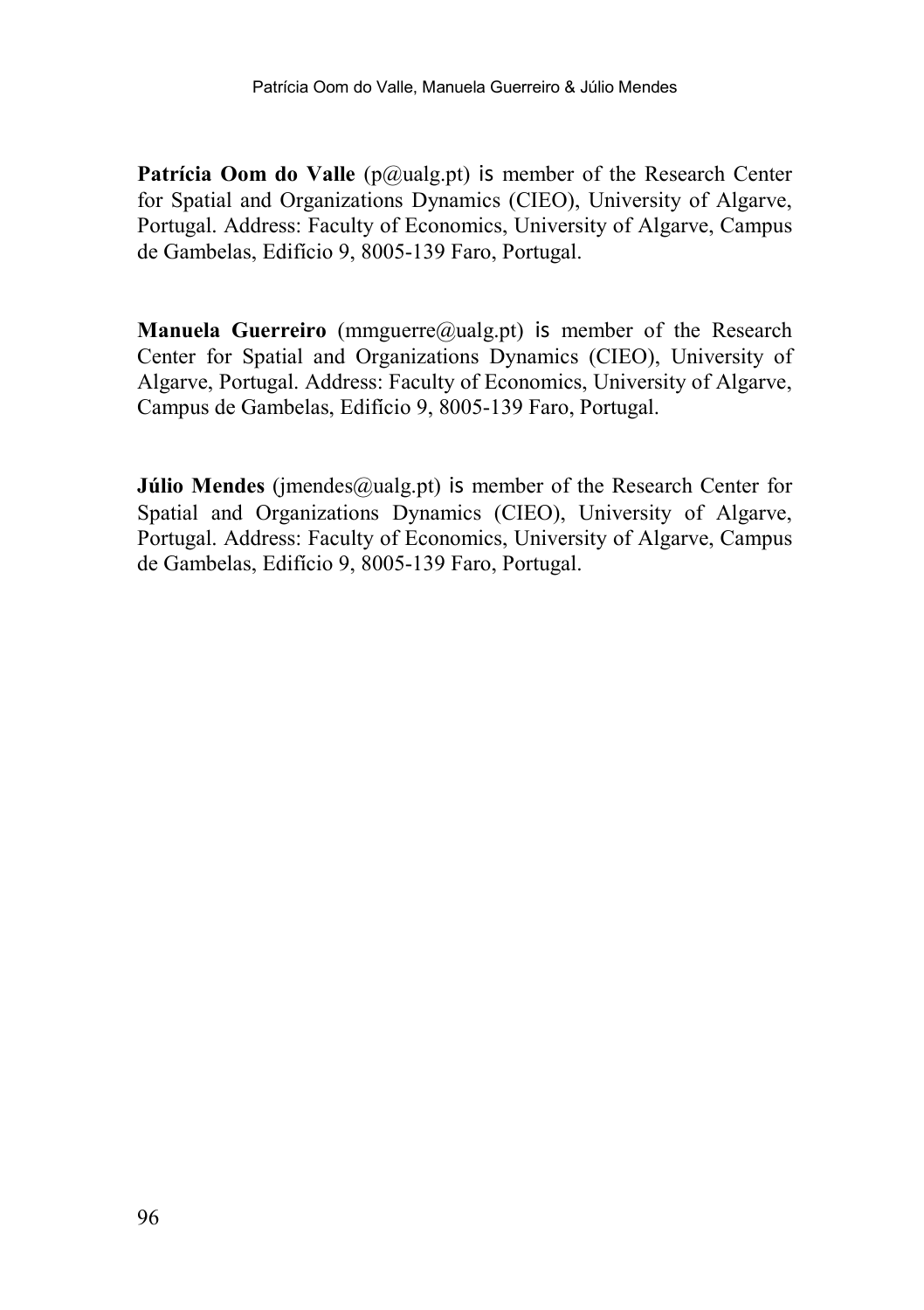**Patrícia Oom do Valle** (p@ualg.pt) is member of the Research Center for Spatial and Organizations Dynamics (CIEO), University of Algarve, Portugal. Address: Faculty of Economics, University of Algarve, Campus de Gambelas, Edifício 9, 8005-139 Faro, Portugal.

**Manuela Guerreiro** (mmguerre@ualg.pt) is member of the Research Center for Spatial and Organizations Dynamics (CIEO), University of Algarve, Portugal. Address: Faculty of Economics, University of Algarve, Campus de Gambelas, Edifício 9, 8005-139 Faro, Portugal.

**Júlio Mendes** (jmendes@ualg.pt) is member of the Research Center for Spatial and Organizations Dynamics (CIEO), University of Algarve, Portugal. Address: Faculty of Economics, University of Algarve, Campus de Gambelas, Edifício 9, 8005-139 Faro, Portugal.